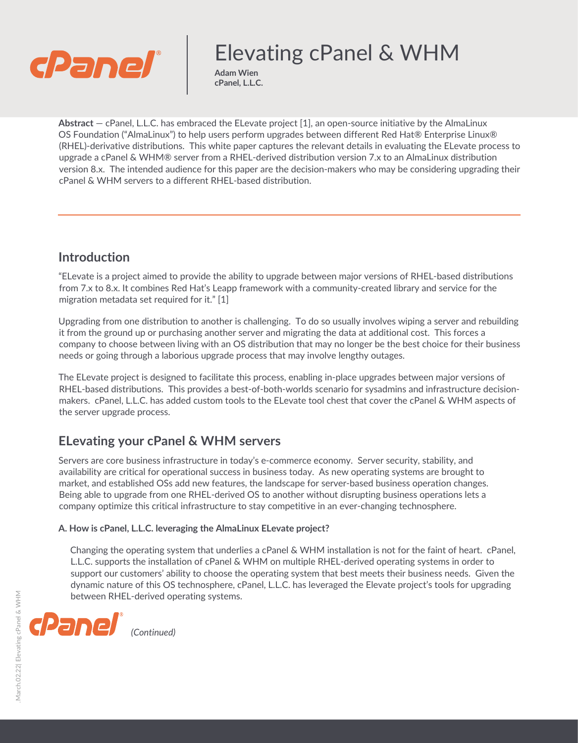# Elevating cPanel & WHM

**Adam Wien**
**cPanel, L.L.C.**

**Abstract** — cPanel, L.L.C. has embraced the ELevate project [1], an open-source initiative by the AlmaLinux OS Foundation ("AlmaLinux") to help users perform upgrades between different Red Hat® Enterprise Linux® (RHEL)-derivative distributions. This white paper captures the relevant details in evaluating the ELevate process to upgrade a cPanel & WHM® server from a RHEL-derived distribution version 7.x to an AlmaLinux distribution version 8.x. The intended audience for this paper are the decision-makers who may be considering upgrading their cPanel & WHM servers to a different RHEL-based distribution.

## Introduction

"ELevate is a project aimed to provide the ability to upgrade between major versions of RHEL-based distributions from 7.x to 8.x. It combines Red Hat's Leapp framework with a community-created library and service for the migration metadata set required for it." [1]

Upgrading from one distribution to another is challenging. To do so usually involves wiping a server and rebuilding it from the ground up or purchasing another server and migrating the data at additional cost. This forces a company to choose between living with an OS distribution that may no longer be the best choice for their business needs or going through a laborious upgrade process that may involve lengthy outages.

The ELevate project is designed to facilitate this process, enabling in-place upgrades between major versions of RHEL-based distributions. This provides a best-of-both-worlds scenario for sysadmins and infrastructure decision-makers. cPanel, L.L.C. has added custom tools to the ELevate tool chest that cover the cPanel & WHM aspects of the server upgrade process.

## ELevating your cPanel & WHM servers

Servers are core business infrastructure in today's e-commerce economy. Server security, stability, and availability are critical for operational success in business today. As new operating systems are brought to market, and established OSs add new features, the landscape for server-based business operation changes. Being able to upgrade from one RHEL-derived OS to another without disrupting business operations lets a company optimize this critical infrastructure to stay competitive in an ever-changing technosphere.

#### A. How is cPanel, L.L.C. leveraging the AlmaLinux ELevate project?

Changing the operating system that underlies a cPanel & WHM installation is not for the faint of heart. cPanel, L.L.C. supports the installation of cPanel & WHM on multiple RHEL-derived operating systems in order to support our customers' ability to choose the operating system that best meets their business needs. Given the dynamic nature of this OS technosphere, cPanel, L.L.C. has leveraged the Elevate project's tools for upgrading between RHEL-derived operating systems.

*(Continued)*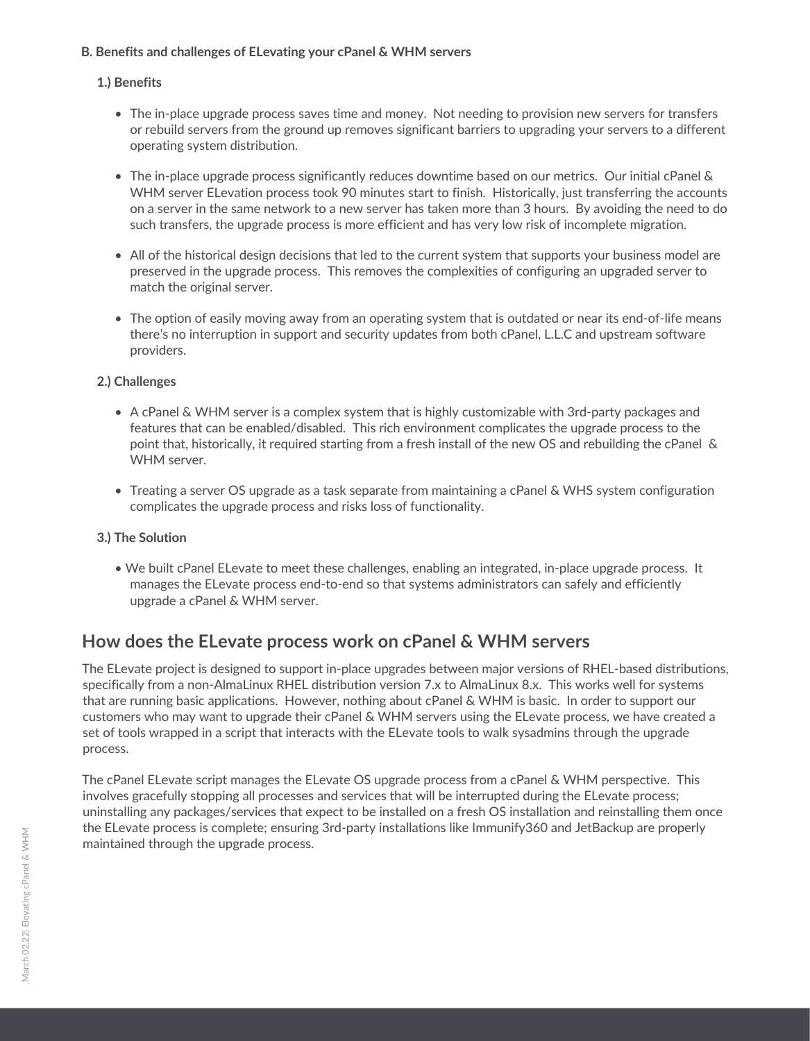**B. Benefits and challenges of ELevating your cPanel & WHM servers**

**1.) Benefits**

- The in-place upgrade process saves time and money. Not needing to provision new servers for transfers or rebuild servers from the ground up removes significant barriers to upgrading your servers to a different operating system distribution.

- The in-place upgrade process significantly reduces downtime based on our metrics. Our initial cPanel & WHM server ELevation process took 90 minutes start to finish. Historically, just transferring the accounts on a server in the same network to a new server has taken more than 3 hours. By avoiding the need to do such transfers, the upgrade process is more efficient and has very low risk of incomplete migration.

- All of the historical design decisions that led to the current system that supports your business model are preserved in the upgrade process. This removes the complexities of configuring an upgraded server to match the original server.

- The option of easily moving away from an operating system that is outdated or near its end-of-life means there's no interruption in support and security updates from both cPanel, L.L.C and upstream software providers.

**2.) Challenges**

- A cPanel & WHM server is a complex system that is highly customizable with 3rd-party packages and features that can be enabled/disabled. This rich environment complicates the upgrade process to the point that, historically, it required starting from a fresh install of the new OS and rebuilding the cPanel & WHM server.

- Treating a server OS upgrade as a task separate from maintaining a cPanel & WHS system configuration complicates the upgrade process and risks loss of functionality.

**3.) The Solution**

- We built cPanel ELevate to meet these challenges, enabling an integrated, in-place upgrade process. It manages the ELevate process end-to-end so that systems administrators can safely and efficiently upgrade a cPanel & WHM server.

## How does the ELevate process work on cPanel & WHM servers

The ELevate project is designed to support in-place upgrades between major versions of RHEL-based distributions, specifically from a non-AlmaLinux RHEL distribution version 7.x to AlmaLinux 8.x. This works well for systems that are running basic applications. However, nothing about cPanel & WHM is basic. In order to support our customers who may want to upgrade their cPanel & WHM servers using the ELevate process, we have created a set of tools wrapped in a script that interacts with the ELevate tools to walk sysadmins through the upgrade process.

The cPanel ELevate script manages the ELevate OS upgrade process from a cPanel & WHM perspective. This involves gracefully stopping all processes and services that will be interrupted during the ELevate process; uninstalling any packages/services that expect to be installed on a fresh OS installation and reinstalling them once the ELevate process is complete; ensuring 3rd-party installations like Immunify360 and JetBackup are properly maintained through the upgrade process.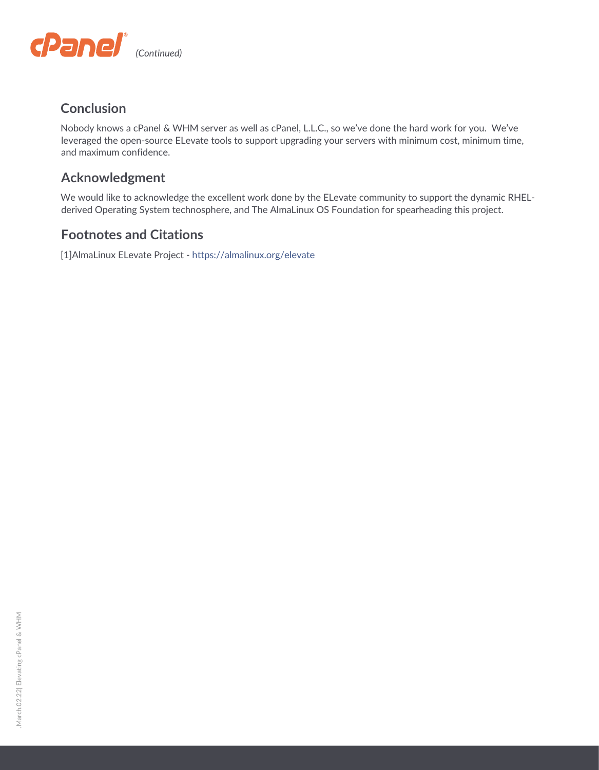## Conclusion

Nobody knows a cPanel & WHM server as well as cPanel, L.L.C., so we've done the hard work for you. We've leveraged the open-source ELevate tools to support upgrading your servers with minimum cost, minimum time, and maximum confidence.

## Acknowledgment

We would like to acknowledge the excellent work done by the ELevate community to support the dynamic RHEL-derived Operating System technosphere, and The AlmaLinux OS Foundation for spearheading this project.

## Footnotes and Citations

[1]AlmaLinux ELevate Project - https://almalinux.org/elevate